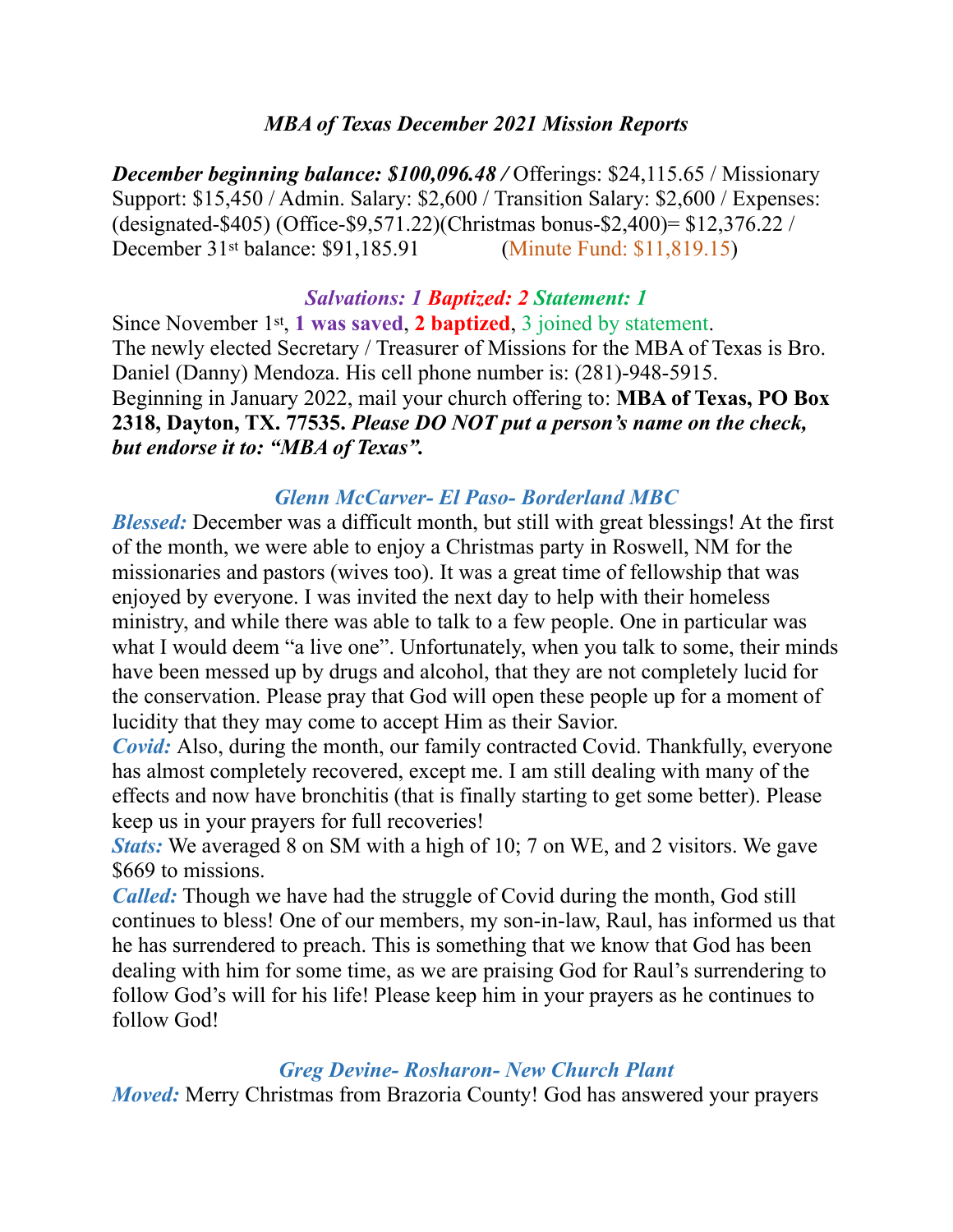### *MBA of Texas December 2021 Mission Reports*

***December beginning balance: $100,096.48 /*** Offerings: $24,115.65 / Missionary Support: $15,450 / Admin. Salary: $2,600 / Transition Salary: $2,600 / Expenses: (designated-$405) (Office-$9,571.22)(Christmas bonus-$2,400)= $12,376.22 / December 31st balance: $91,185.91 (Minute Fund: $11,819.15)

***Salvations: 1 Baptized: 2 Statement: 1***

Since November 1st, **1 was saved**, **2 baptized**, 3 joined by statement.
The newly elected Secretary / Treasurer of Missions for the MBA of Texas is Bro. Daniel (Danny) Mendoza. His cell phone number is: (281)-948-5915.
Beginning in January 2022, mail your church offering to: **MBA of Texas, PO Box 2318, Dayton, TX. 77535.** ***Please DO NOT put a person's name on the check, but endorse it to: "MBA of Texas".***

### *Glenn McCarver- El Paso- Borderland MBC*

***Blessed:*** December was a difficult month, but still with great blessings! At the first of the month, we were able to enjoy a Christmas party in Roswell, NM for the missionaries and pastors (wives too). It was a great time of fellowship that was enjoyed by everyone. I was invited the next day to help with their homeless ministry, and while there was able to talk to a few people. One in particular was what I would deem "a live one". Unfortunately, when you talk to some, their minds have been messed up by drugs and alcohol, that they are not completely lucid for the conservation. Please pray that God will open these people up for a moment of lucidity that they may come to accept Him as their Savior.
***Covid:*** Also, during the month, our family contracted Covid. Thankfully, everyone has almost completely recovered, except me. I am still dealing with many of the effects and now have bronchitis (that is finally starting to get some better). Please keep us in your prayers for full recoveries!
***Stats:*** We averaged 8 on SM with a high of 10; 7 on WE, and 2 visitors. We gave $669 to missions.
***Called:*** Though we have had the struggle of Covid during the month, God still continues to bless! One of our members, my son-in-law, Raul, has informed us that he has surrendered to preach. This is something that we know that God has been dealing with him for some time, as we are praising God for Raul's surrendering to follow God's will for his life! Please keep him in your prayers as he continues to follow God!

### *Greg Devine- Rosharon- New Church Plant*

***Moved:*** Merry Christmas from Brazoria County! God has answered your prayers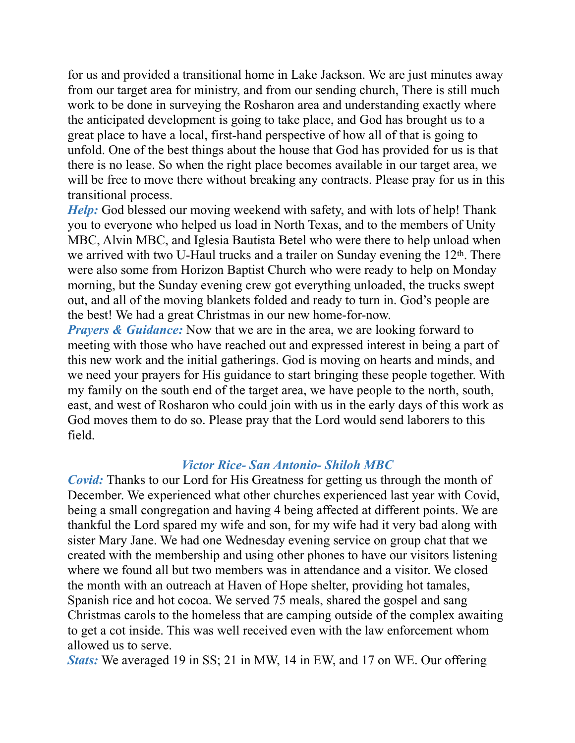for us and provided a transitional home in Lake Jackson. We are just minutes away from our target area for ministry, and from our sending church, There is still much work to be done in surveying the Rosharon area and understanding exactly where the anticipated development is going to take place, and God has brought us to a great place to have a local, first-hand perspective of how all of that is going to unfold. One of the best things about the house that God has provided for us is that there is no lease. So when the right place becomes available in our target area, we will be free to move there without breaking any contracts. Please pray for us in this transitional process.

***Help:*** God blessed our moving weekend with safety, and with lots of help! Thank you to everyone who helped us load in North Texas, and to the members of Unity MBC, Alvin MBC, and Iglesia Bautista Betel who were there to help unload when we arrived with two U-Haul trucks and a trailer on Sunday evening the 12th. There were also some from Horizon Baptist Church who were ready to help on Monday morning, but the Sunday evening crew got everything unloaded, the trucks swept out, and all of the moving blankets folded and ready to turn in. God's people are the best! We had a great Christmas in our new home-for-now.

***Prayers & Guidance:*** Now that we are in the area, we are looking forward to meeting with those who have reached out and expressed interest in being a part of this new work and the initial gatherings. God is moving on hearts and minds, and we need your prayers for His guidance to start bringing these people together. With my family on the south end of the target area, we have people to the north, south, east, and west of Rosharon who could join with us in the early days of this work as God moves them to do so. Please pray that the Lord would send laborers to this field.

### *Victor Rice- San Antonio- Shiloh MBC*

***Covid:*** Thanks to our Lord for His Greatness for getting us through the month of December. We experienced what other churches experienced last year with Covid, being a small congregation and having 4 being affected at different points. We are thankful the Lord spared my wife and son, for my wife had it very bad along with sister Mary Jane. We had one Wednesday evening service on group chat that we created with the membership and using other phones to have our visitors listening where we found all but two members was in attendance and a visitor. We closed the month with an outreach at Haven of Hope shelter, providing hot tamales, Spanish rice and hot cocoa. We served 75 meals, shared the gospel and sang Christmas carols to the homeless that are camping outside of the complex awaiting to get a cot inside. This was well received even with the law enforcement whom allowed us to serve.

***Stats:*** We averaged 19 in SS; 21 in MW, 14 in EW, and 17 on WE. Our offering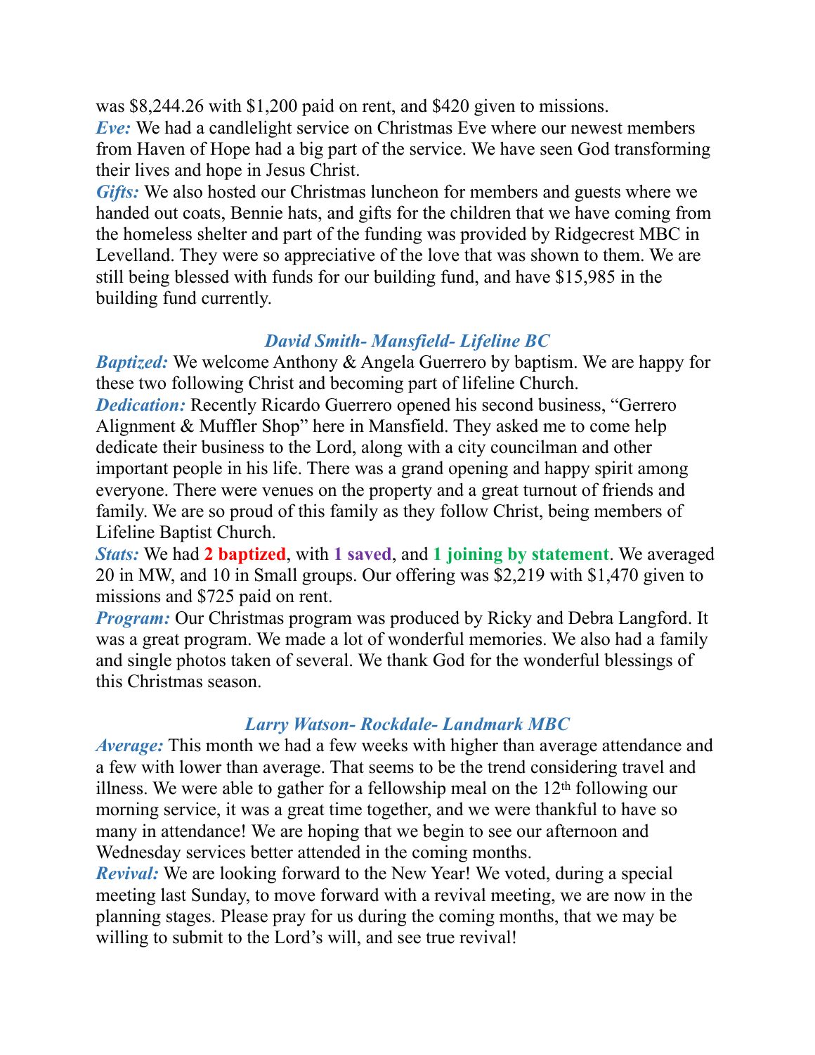was $8,244.26 with $1,200 paid on rent, and $420 given to missions.

***Eve:*** We had a candlelight service on Christmas Eve where our newest members from Haven of Hope had a big part of the service. We have seen God transforming their lives and hope in Jesus Christ.

***Gifts:*** We also hosted our Christmas luncheon for members and guests where we handed out coats, Bennie hats, and gifts for the children that we have coming from the homeless shelter and part of the funding was provided by Ridgecrest MBC in Levelland. They were so appreciative of the love that was shown to them. We are still being blessed with funds for our building fund, and have $15,985 in the building fund currently.

### *David Smith- Mansfield- Lifeline BC*

***Baptized:*** We welcome Anthony & Angela Guerrero by baptism. We are happy for these two following Christ and becoming part of lifeline Church.

***Dedication:*** Recently Ricardo Guerrero opened his second business, "Gerrero Alignment & Muffler Shop" here in Mansfield. They asked me to come help dedicate their business to the Lord, along with a city councilman and other important people in his life. There was a grand opening and happy spirit among everyone. There were venues on the property and a great turnout of friends and family. We are so proud of this family as they follow Christ, being members of Lifeline Baptist Church.

***Stats:*** We had **2 baptized**, with **1 saved**, and **1 joining by statement**. We averaged 20 in MW, and 10 in Small groups. Our offering was $2,219 with $1,470 given to missions and $725 paid on rent.

***Program:*** Our Christmas program was produced by Ricky and Debra Langford. It was a great program. We made a lot of wonderful memories. We also had a family and single photos taken of several. We thank God for the wonderful blessings of this Christmas season.

### *Larry Watson- Rockdale- Landmark MBC*

***Average:*** This month we had a few weeks with higher than average attendance and a few with lower than average. That seems to be the trend considering travel and illness. We were able to gather for a fellowship meal on the 12th following our morning service, it was a great time together, and we were thankful to have so many in attendance! We are hoping that we begin to see our afternoon and Wednesday services better attended in the coming months.

***Revival:*** We are looking forward to the New Year! We voted, during a special meeting last Sunday, to move forward with a revival meeting, we are now in the planning stages. Please pray for us during the coming months, that we may be willing to submit to the Lord's will, and see true revival!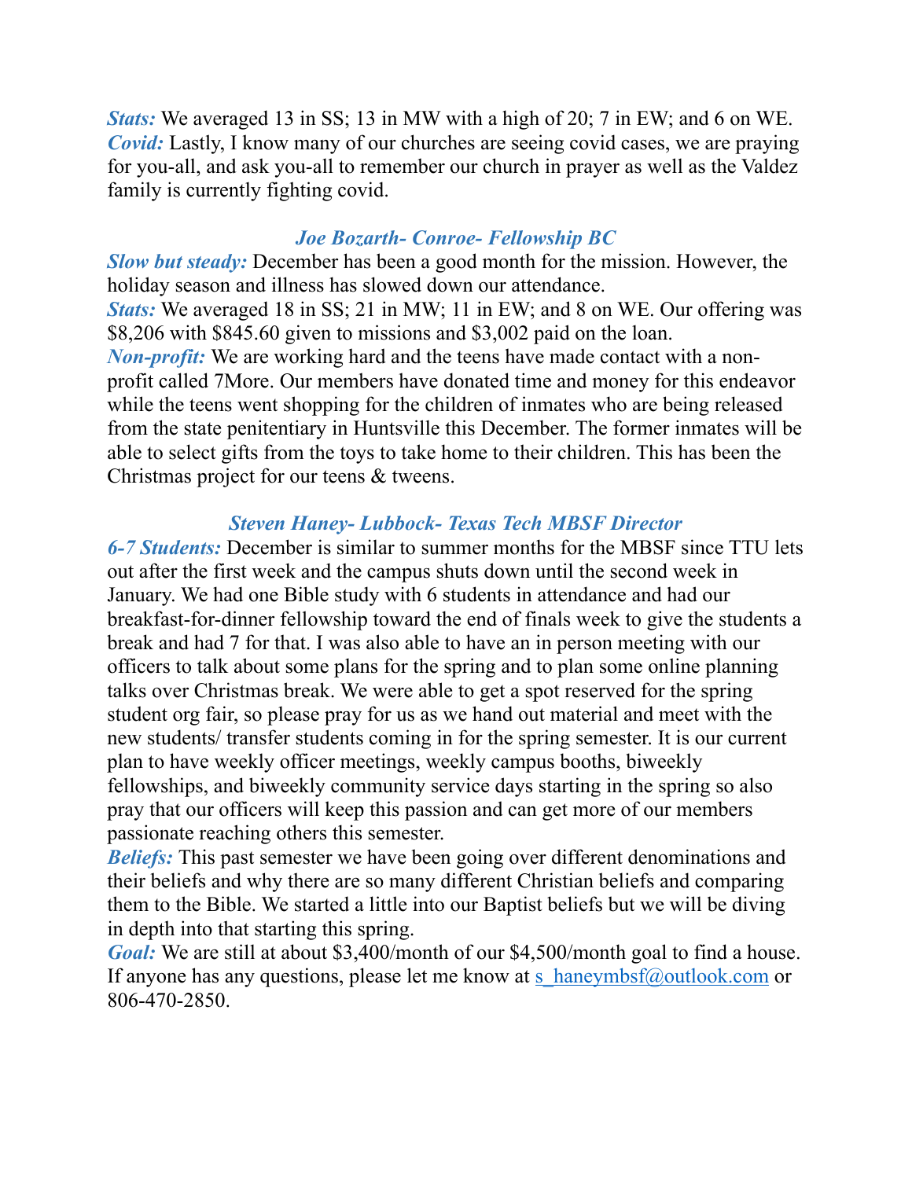***Stats:*** We averaged 13 in SS; 13 in MW with a high of 20; 7 in EW; and 6 on WE.
***Covid:*** Lastly, I know many of our churches are seeing covid cases, we are praying for you-all, and ask you-all to remember our church in prayer as well as the Valdez family is currently fighting covid.

### ***Joe Bozarth- Conroe- Fellowship BC***

***Slow but steady:*** December has been a good month for the mission. However, the holiday season and illness has slowed down our attendance.
***Stats:*** We averaged 18 in SS; 21 in MW; 11 in EW; and 8 on WE. Our offering was $8,206 with $845.60 given to missions and $3,002 paid on the loan.
***Non-profit:*** We are working hard and the teens have made contact with a non-profit called 7More. Our members have donated time and money for this endeavor while the teens went shopping for the children of inmates who are being released from the state penitentiary in Huntsville this December. The former inmates will be able to select gifts from the toys to take home to their children. This has been the Christmas project for our teens & tweens.

### ***Steven Haney- Lubbock- Texas Tech MBSF Director***

***6-7 Students:*** December is similar to summer months for the MBSF since TTU lets out after the first week and the campus shuts down until the second week in January. We had one Bible study with 6 students in attendance and had our breakfast-for-dinner fellowship toward the end of finals week to give the students a break and had 7 for that. I was also able to have an in person meeting with our officers to talk about some plans for the spring and to plan some online planning talks over Christmas break. We were able to get a spot reserved for the spring student org fair, so please pray for us as we hand out material and meet with the new students/ transfer students coming in for the spring semester. It is our current plan to have weekly officer meetings, weekly campus booths, biweekly fellowships, and biweekly community service days starting in the spring so also pray that our officers will keep this passion and can get more of our members passionate reaching others this semester.
***Beliefs:*** This past semester we have been going over different denominations and their beliefs and why there are so many different Christian beliefs and comparing them to the Bible. We started a little into our Baptist beliefs but we will be diving in depth into that starting this spring.
***Goal:*** We are still at about $3,400/month of our $4,500/month goal to find a house. If anyone has any questions, please let me know at s_haneymbsf@outlook.com or 806-470-2850.